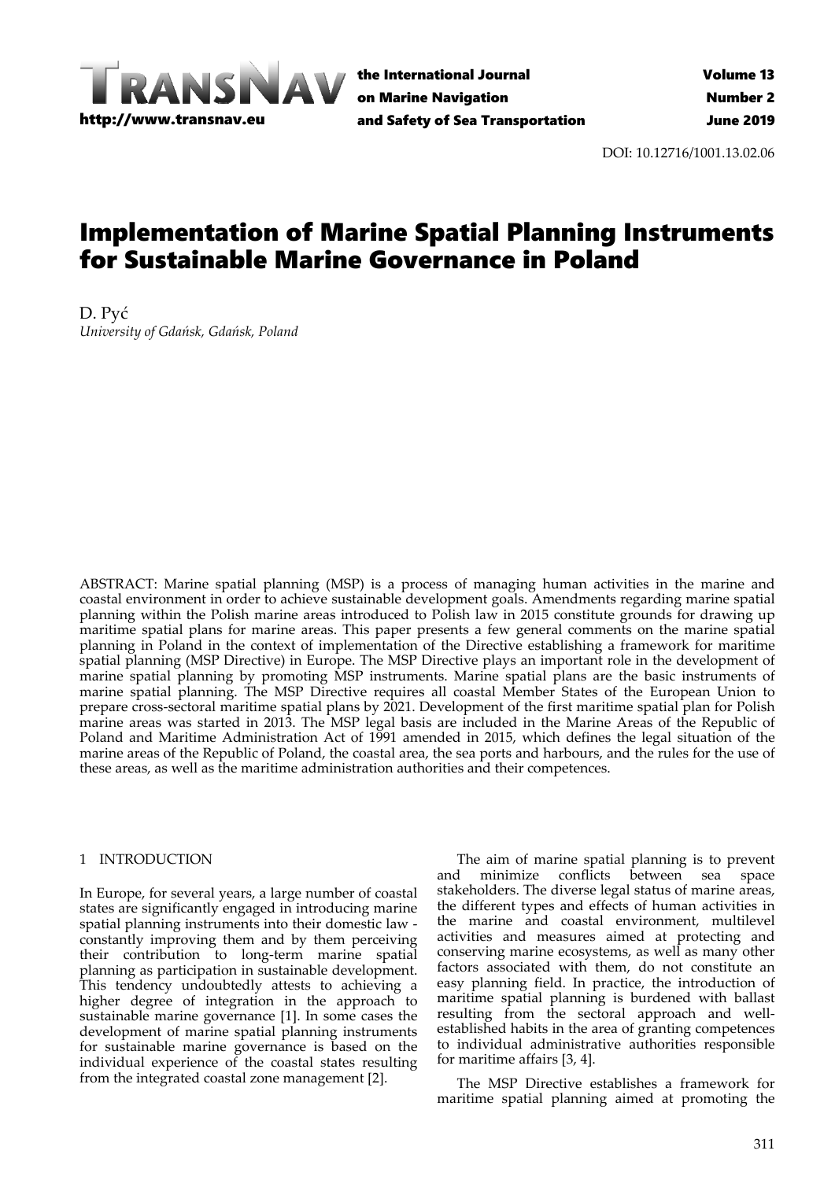DOI: 10.12716/1001.13.02.06

# Implementation of Marine Spatial Planning Instruments for Sustainable Marine Governance in Poland

D. Pyć
*University of Gdańsk, Gdańsk, Poland*

ABSTRACT: Marine spatial planning (MSP) is a process of managing human activities in the marine and coastal environment in order to achieve sustainable development goals. Amendments regarding marine spatial planning within the Polish marine areas introduced to Polish law in 2015 constitute grounds for drawing up maritime spatial plans for marine areas. This paper presents a few general comments on the marine spatial planning in Poland in the context of implementation of the Directive establishing a framework for maritime spatial planning (MSP Directive) in Europe. The MSP Directive plays an important role in the development of marine spatial planning by promoting MSP instruments. Marine spatial plans are the basic instruments of marine spatial planning. The MSP Directive requires all coastal Member States of the European Union to prepare cross-sectoral maritime spatial plans by 2021. Development of the first maritime spatial plan for Polish marine areas was started in 2013. The MSP legal basis are included in the Marine Areas of the Republic of Poland and Maritime Administration Act of 1991 amended in 2015, which defines the legal situation of the marine areas of the Republic of Poland, the coastal area, the sea ports and harbours, and the rules for the use of these areas, as well as the maritime administration authorities and their competences.

## 1 INTRODUCTION

In Europe, for several years, a large number of coastal states are significantly engaged in introducing marine spatial planning instruments into their domestic law - constantly improving them and by them perceiving their contribution to long-term marine spatial planning as participation in sustainable development. This tendency undoubtedly attests to achieving a higher degree of integration in the approach to sustainable marine governance [1]. In some cases the development of marine spatial planning instruments for sustainable marine governance is based on the individual experience of the coastal states resulting from the integrated coastal zone management [2].

The aim of marine spatial planning is to prevent and minimize conflicts between sea space stakeholders. The diverse legal status of marine areas, the different types and effects of human activities in the marine and coastal environment, multilevel activities and measures aimed at protecting and conserving marine ecosystems, as well as many other factors associated with them, do not constitute an easy planning field. In practice, the introduction of maritime spatial planning is burdened with ballast resulting from the sectoral approach and well-established habits in the area of granting competences to individual administrative authorities responsible for maritime affairs [3, 4].

The MSP Directive establishes a framework for maritime spatial planning aimed at promoting the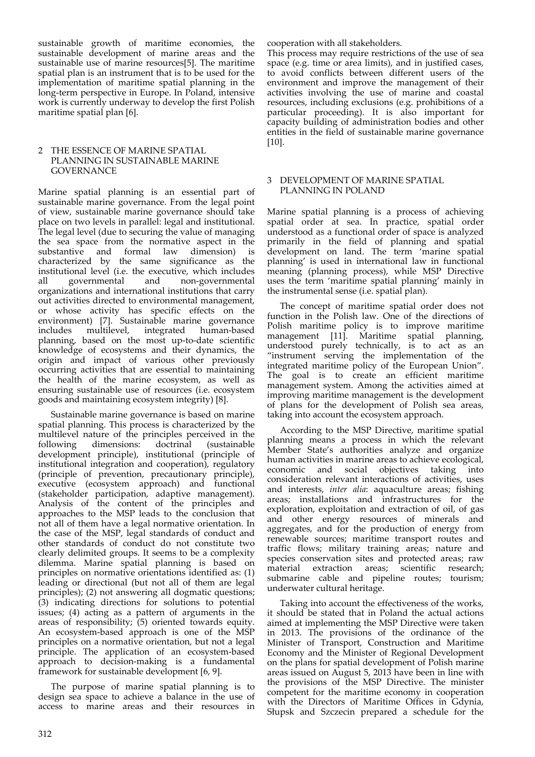sustainable growth of maritime economies, the sustainable development of marine areas and the sustainable use of marine resources[5]. The maritime spatial plan is an instrument that is to be used for the implementation of maritime spatial planning in the long-term perspective in Europe. In Poland, intensive work is currently underway to develop the first Polish maritime spatial plan [6].

## 2 THE ESSENCE OF MARINE SPATIAL PLANNING IN SUSTAINABLE MARINE GOVERNANCE

Marine spatial planning is an essential part of sustainable marine governance. From the legal point of view, sustainable marine governance should take place on two levels in parallel: legal and institutional. The legal level (due to securing the value of managing the sea space from the normative aspect in the substantive and formal law dimension) is characterized by the same significance as the institutional level (i.e. the executive, which includes all governmental and non-governmental organizations and international institutions that carry out activities directed to environmental management, or whose activity has specific effects on the environment) [7]. Sustainable marine governance includes multilevel, integrated human-based planning, based on the most up-to-date scientific knowledge of ecosystems and their dynamics, the origin and impact of various other previously occurring activities that are essential to maintaining the health of the marine ecosystem, as well as ensuring sustainable use of resources (i.e. ecosystem goods and maintaining ecosystem integrity) [8].

Sustainable marine governance is based on marine spatial planning. This process is characterized by the multilevel nature of the principles perceived in the following dimensions: doctrinal (sustainable development principle), institutional (principle of institutional integration and cooperation), regulatory (principle of prevention, precautionary principle), executive (ecosystem approach) and functional (stakeholder participation, adaptive management). Analysis of the content of the principles and approaches to the MSP leads to the conclusion that not all of them have a legal normative orientation. In the case of the MSP, legal standards of conduct and other standards of conduct do not constitute two clearly delimited groups. It seems to be a complexity dilemma. Marine spatial planning is based on principles on normative orientations identified as: (1) leading or directional (but not all of them are legal principles); (2) not answering all dogmatic questions; (3) indicating directions for solutions to potential issues; (4) acting as a pattern of arguments in the areas of responsibility; (5) oriented towards equity. An ecosystem-based approach is one of the MSP principles on a normative orientation, but not a legal principle. The application of an ecosystem-based approach to decision-making is a fundamental framework for sustainable development [6, 9].

The purpose of marine spatial planning is to design sea space to achieve a balance in the use of access to marine areas and their resources in cooperation with all stakeholders.
This process may require restrictions of the use of sea space (e.g. time or area limits), and in justified cases, to avoid conflicts between different users of the environment and improve the management of their activities involving the use of marine and coastal resources, including exclusions (e.g. prohibitions of a particular proceeding). It is also important for capacity building of administration bodies and other entities in the field of sustainable marine governance [10].

## 3 DEVELOPMENT OF MARINE SPATIAL PLANNING IN POLAND

Marine spatial planning is a process of achieving spatial order at sea. In practice, spatial order understood as a functional order of space is analyzed primarily in the field of planning and spatial development on land. The term 'marine spatial planning' is used in international law in functional meaning (planning process), while MSP Directive uses the term 'maritime spatial planning' mainly in the instrumental sense (i.e. spatial plan).

The concept of maritime spatial order does not function in the Polish law. One of the directions of Polish maritime policy is to improve maritime management [11]. Maritime spatial planning, understood purely technically, is to act as an "instrument serving the implementation of the integrated maritime policy of the European Union". The goal is to create an efficient maritime management system. Among the activities aimed at improving maritime management is the development of plans for the development of Polish sea areas, taking into account the ecosystem approach.

According to the MSP Directive, maritime spatial planning means a process in which the relevant Member State's authorities analyze and organize human activities in marine areas to achieve ecological, economic and social objectives taking into consideration relevant interactions of activities, uses and interests, *inter alia*: aquaculture areas; fishing areas; installations and infrastructures for the exploration, exploitation and extraction of oil, of gas and other energy resources of minerals and aggregates, and for the production of energy from renewable sources; maritime transport routes and traffic flows; military training areas; nature and species conservation sites and protected areas; raw material extraction areas; scientific research; submarine cable and pipeline routes; tourism; underwater cultural heritage.

Taking into account the effectiveness of the works, it should be stated that in Poland the actual actions aimed at implementing the MSP Directive were taken in 2013. The provisions of the ordinance of the Minister of Transport, Construction and Maritime Economy and the Minister of Regional Development on the plans for spatial development of Polish marine areas issued on August 5, 2013 have been in line with the provisions of the MSP Directive. The minister competent for the maritime economy in cooperation with the Directors of Maritime Offices in Gdynia, Słupsk and Szczecin prepared a schedule for the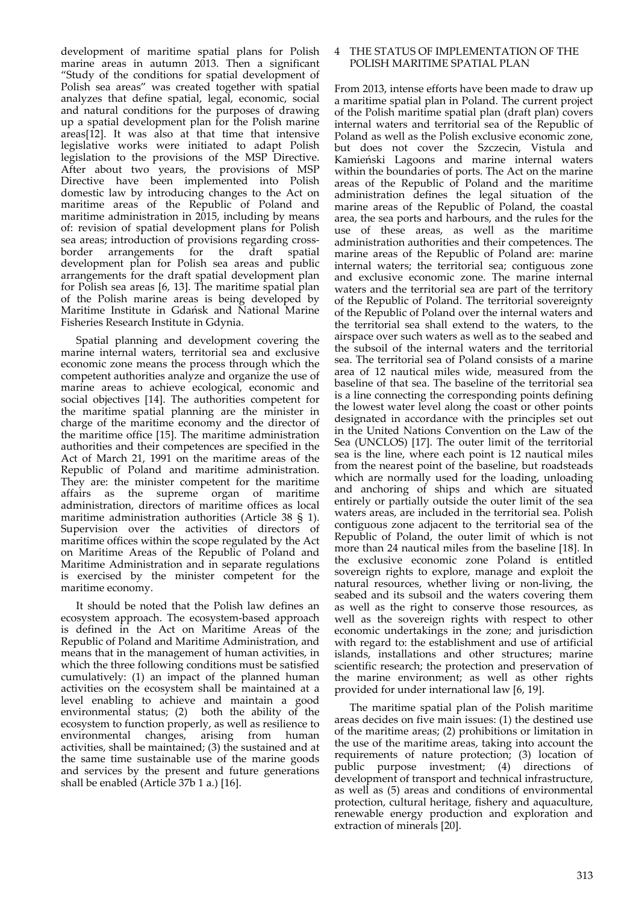development of maritime spatial plans for Polish marine areas in autumn 2013. Then a significant "Study of the conditions for spatial development of Polish sea areas" was created together with spatial analyzes that define spatial, legal, economic, social and natural conditions for the purposes of drawing up a spatial development plan for the Polish marine areas[12]. It was also at that time that intensive legislative works were initiated to adapt Polish legislation to the provisions of the MSP Directive. After about two years, the provisions of MSP Directive have been implemented into Polish domestic law by introducing changes to the Act on maritime areas of the Republic of Poland and maritime administration in 2015, including by means of: revision of spatial development plans for Polish sea areas; introduction of provisions regarding cross-border arrangements for the draft spatial development plan for Polish sea areas and public arrangements for the draft spatial development plan for Polish sea areas [6, 13]. The maritime spatial plan of the Polish marine areas is being developed by Maritime Institute in Gdańsk and National Marine Fisheries Research Institute in Gdynia.

Spatial planning and development covering the marine internal waters, territorial sea and exclusive economic zone means the process through which the competent authorities analyze and organize the use of marine areas to achieve ecological, economic and social objectives [14]. The authorities competent for the maritime spatial planning are the minister in charge of the maritime economy and the director of the maritime office [15]. The maritime administration authorities and their competences are specified in the Act of March 21, 1991 on the maritime areas of the Republic of Poland and maritime administration. They are: the minister competent for the maritime affairs as the supreme organ of maritime administration, directors of maritime offices as local maritime administration authorities (Article 38 § 1). Supervision over the activities of directors of maritime offices within the scope regulated by the Act on Maritime Areas of the Republic of Poland and Maritime Administration and in separate regulations is exercised by the minister competent for the maritime economy.

It should be noted that the Polish law defines an ecosystem approach. The ecosystem-based approach is defined in the Act on Maritime Areas of the Republic of Poland and Maritime Administration, and means that in the management of human activities, in which the three following conditions must be satisfied cumulatively: (1) an impact of the planned human activities on the ecosystem shall be maintained at a level enabling to achieve and maintain a good environmental status; (2) both the ability of the ecosystem to function properly, as well as resilience to environmental changes, arising from human activities, shall be maintained; (3) the sustained and at the same time sustainable use of the marine goods and services by the present and future generations shall be enabled (Article 37b 1 a.) [16].

## 4 THE STATUS OF IMPLEMENTATION OF THE POLISH MARITIME SPATIAL PLAN

From 2013, intense efforts have been made to draw up a maritime spatial plan in Poland. The current project of the Polish maritime spatial plan (draft plan) covers internal waters and territorial sea of the Republic of Poland as well as the Polish exclusive economic zone, but does not cover the Szczecin, Vistula and Kamieński Lagoons and marine internal waters within the boundaries of ports. The Act on the marine areas of the Republic of Poland and the maritime administration defines the legal situation of the marine areas of the Republic of Poland, the coastal area, the sea ports and harbours, and the rules for the use of these areas, as well as the maritime administration authorities and their competences. The marine areas of the Republic of Poland are: marine internal waters; the territorial sea; contiguous zone and exclusive economic zone. The marine internal waters and the territorial sea are part of the territory of the Republic of Poland. The territorial sovereignty of the Republic of Poland over the internal waters and the territorial sea shall extend to the waters, to the airspace over such waters as well as to the seabed and the subsoil of the internal waters and the territorial sea. The territorial sea of Poland consists of a marine area of 12 nautical miles wide, measured from the baseline of that sea. The baseline of the territorial sea is a line connecting the corresponding points defining the lowest water level along the coast or other points designated in accordance with the principles set out in the United Nations Convention on the Law of the Sea (UNCLOS) [17]. The outer limit of the territorial sea is the line, where each point is 12 nautical miles from the nearest point of the baseline, but roadsteads which are normally used for the loading, unloading and anchoring of ships and which are situated entirely or partially outside the outer limit of the sea waters areas, are included in the territorial sea. Polish contiguous zone adjacent to the territorial sea of the Republic of Poland, the outer limit of which is not more than 24 nautical miles from the baseline [18]. In the exclusive economic zone Poland is entitled sovereign rights to explore, manage and exploit the natural resources, whether living or non-living, the seabed and its subsoil and the waters covering them as well as the right to conserve those resources, as well as the sovereign rights with respect to other economic undertakings in the zone; and jurisdiction with regard to: the establishment and use of artificial islands, installations and other structures; marine scientific research; the protection and preservation of the marine environment; as well as other rights provided for under international law [6, 19].

The maritime spatial plan of the Polish maritime areas decides on five main issues: (1) the destined use of the maritime areas; (2) prohibitions or limitation in the use of the maritime areas, taking into account the requirements of nature protection; (3) location of public purpose investment; (4) directions of development of transport and technical infrastructure, as well as (5) areas and conditions of environmental protection, cultural heritage, fishery and aquaculture, renewable energy production and exploration and extraction of minerals [20].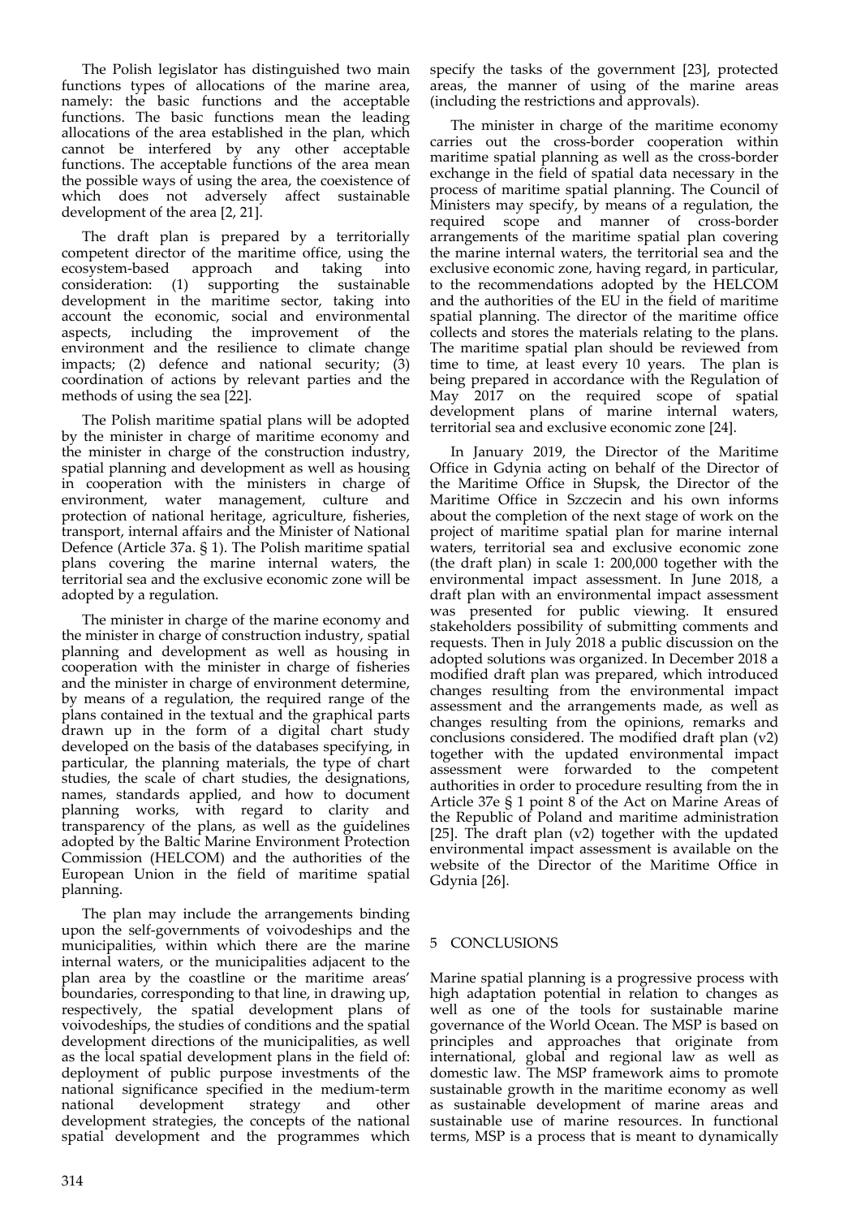The Polish legislator has distinguished two main functions types of allocations of the marine area, namely: the basic functions and the acceptable functions. The basic functions mean the leading allocations of the area established in the plan, which cannot be interfered by any other acceptable functions. The acceptable functions of the area mean the possible ways of using the area, the coexistence of which does not adversely affect sustainable development of the area [2, 21].

The draft plan is prepared by a territorially competent director of the maritime office, using the ecosystem-based approach and taking into consideration: (1) supporting the sustainable development in the maritime sector, taking into account the economic, social and environmental aspects, including the improvement of the environment and the resilience to climate change impacts; (2) defence and national security; (3) coordination of actions by relevant parties and the methods of using the sea [22].

The Polish maritime spatial plans will be adopted by the minister in charge of maritime economy and the minister in charge of the construction industry, spatial planning and development as well as housing in cooperation with the ministers in charge of environment, water management, culture and protection of national heritage, agriculture, fisheries, transport, internal affairs and the Minister of National Defence (Article 37a. § 1). The Polish maritime spatial plans covering the marine internal waters, the territorial sea and the exclusive economic zone will be adopted by a regulation.

The minister in charge of the marine economy and the minister in charge of construction industry, spatial planning and development as well as housing in cooperation with the minister in charge of fisheries and the minister in charge of environment determine, by means of a regulation, the required range of the plans contained in the textual and the graphical parts drawn up in the form of a digital chart study developed on the basis of the databases specifying, in particular, the planning materials, the type of chart studies, the scale of chart studies, the designations, names, standards applied, and how to document planning works, with regard to clarity and transparency of the plans, as well as the guidelines adopted by the Baltic Marine Environment Protection Commission (HELCOM) and the authorities of the European Union in the field of maritime spatial planning.

The plan may include the arrangements binding upon the self-governments of voivodeships and the municipalities, within which there are the marine internal waters, or the municipalities adjacent to the plan area by the coastline or the maritime areas' boundaries, corresponding to that line, in drawing up, respectively, the spatial development plans of voivodeships, the studies of conditions and the spatial development directions of the municipalities, as well as the local spatial development plans in the field of: deployment of public purpose investments of the national significance specified in the medium-term national development strategy and other development strategies, the concepts of the national spatial development and the programmes which specify the tasks of the government [23], protected areas, the manner of using of the marine areas (including the restrictions and approvals).

The minister in charge of the maritime economy carries out the cross-border cooperation within maritime spatial planning as well as the cross-border exchange in the field of spatial data necessary in the process of maritime spatial planning. The Council of Ministers may specify, by means of a regulation, the required scope and manner of cross-border arrangements of the maritime spatial plan covering the marine internal waters, the territorial sea and the exclusive economic zone, having regard, in particular, to the recommendations adopted by the HELCOM and the authorities of the EU in the field of maritime spatial planning. The director of the maritime office collects and stores the materials relating to the plans. The maritime spatial plan should be reviewed from time to time, at least every 10 years. The plan is being prepared in accordance with the Regulation of May 2017 on the required scope of spatial development plans of marine internal waters, territorial sea and exclusive economic zone [24].

In January 2019, the Director of the Maritime Office in Gdynia acting on behalf of the Director of the Maritime Office in Słupsk, the Director of the Maritime Office in Szczecin and his own informs about the completion of the next stage of work on the project of maritime spatial plan for marine internal waters, territorial sea and exclusive economic zone (the draft plan) in scale 1: 200,000 together with the environmental impact assessment. In June 2018, a draft plan with an environmental impact assessment was presented for public viewing. It ensured stakeholders possibility of submitting comments and requests. Then in July 2018 a public discussion on the adopted solutions was organized. In December 2018 a modified draft plan was prepared, which introduced changes resulting from the environmental impact assessment and the arrangements made, as well as changes resulting from the opinions, remarks and conclusions considered. The modified draft plan (v2) together with the updated environmental impact assessment were forwarded to the competent authorities in order to procedure resulting from the in Article 37e § 1 point 8 of the Act on Marine Areas of the Republic of Poland and maritime administration [25]. The draft plan (v2) together with the updated environmental impact assessment is available on the website of the Director of the Maritime Office in Gdynia [26].

## 5 CONCLUSIONS

Marine spatial planning is a progressive process with high adaptation potential in relation to changes as well as one of the tools for sustainable marine governance of the World Ocean. The MSP is based on principles and approaches that originate from international, global and regional law as well as domestic law. The MSP framework aims to promote sustainable growth in the maritime economy as well as sustainable development of marine areas and sustainable use of marine resources. In functional terms, MSP is a process that is meant to dynamically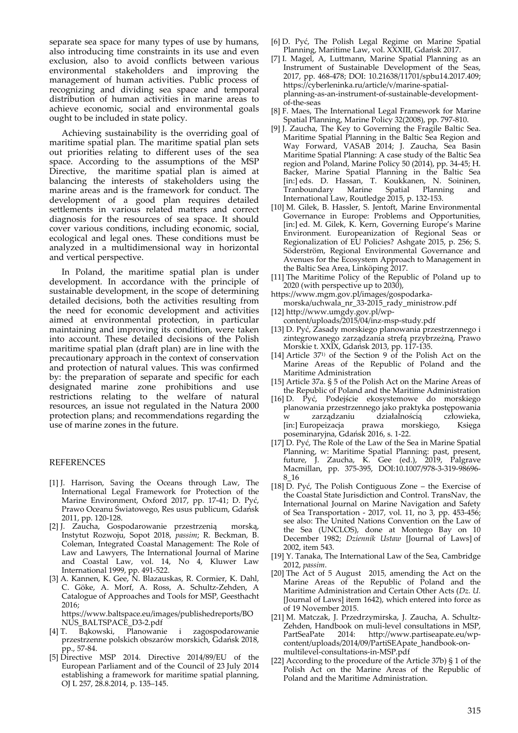separate sea space for many types of use by humans, also introducing time constraints in its use and even exclusion, also to avoid conflicts between various environmental stakeholders and improving the management of human activities. Public process of recognizing and dividing sea space and temporal distribution of human activities in marine areas to achieve economic, social and environmental goals ought to be included in state policy.

Achieving sustainability is the overriding goal of maritime spatial plan. The maritime spatial plan sets out priorities relating to different uses of the sea space. According to the assumptions of the MSP Directive, the maritime spatial plan is aimed at balancing the interests of stakeholders using the marine areas and is the framework for conduct. The development of a good plan requires detailed settlements in various related matters and correct diagnosis for the resources of sea space. It should cover various conditions, including economic, social, ecological and legal ones. These conditions must be analyzed in a multidimensional way in horizontal and vertical perspective.

In Poland, the maritime spatial plan is under development. In accordance with the principle of sustainable development, in the scope of determining detailed decisions, both the activities resulting from the need for economic development and activities aimed at environmental protection, in particular maintaining and improving its condition, were taken into account. These detailed decisions of the Polish maritime spatial plan (draft plan) are in line with the precautionary approach in the context of conservation and protection of natural values. This was confirmed by: the preparation of separate and specific for each designated marine zone prohibitions and use restrictions relating to the welfare of natural resources, an issue not regulated in the Natura 2000 protection plans; and recommendations regarding the use of marine zones in the future.

## REFERENCES

[1] J. Harrison, Saving the Oceans through Law, The International Legal Framework for Protection of the Marine Environment, Oxford 2017, pp. 17-41; D. Pyć, Prawo Oceanu Światowego, Res usus publicum, Gdańsk 2011, pp. 120-128.

[2] J. Zaucha, Gospodarowanie przestrzenią morską, Instytut Rozwoju, Sopot 2018, *passim*; R. Beckman, B. Coleman, Integrated Coastal Management: The Role of Law and Lawyers, The International Journal of Marine and Coastal Law, vol. 14, No 4, Kluwer Law International 1999, pp. 491-522.

[3] A. Kannen, K. Gee, N. Blazauskas, R. Cormier, K. Dahl, C. Göke, A. Morf, A. Ross, A. Schultz-Zehden, A Catalogue of Approaches and Tools for MSP, Geesthacht 2016; https://www.baltspace.eu/images/publishedreports/BONUS_BALTSPACE_D3-2.pdf

[4] T. Bąkowski, Planowanie i zagospodarowanie przestrzenne polskich obszarów morskich, Gdańsk 2018, pp., 57-84.

[5] Directive MSP 2014. Directive 2014/89/EU of the European Parliament and of the Council of 23 July 2014 establishing a framework for maritime spatial planning, OJ L 257, 28.8.2014, p. 135–145.

[6] D. Pyć, The Polish Legal Regime on Marine Spatial Planning, Maritime Law, vol. XXXIII, Gdańsk 2017.

[7] I. Magel, A, Luttmann, Marine Spatial Planning as an Instrument of Sustainable Development of the Seas, 2017, pp. 468-478; DOI: 10.21638/11701/spbu14.2017.409; https://cyberleninka.ru/article/v/marine-spatial-planning-as-an-instrument-of-sustainable-development-of-the-seas

[8] F. Maes, The International Legal Framework for Marine Spatial Planning, Marine Policy 32(2008), pp. 797-810.

[9] J. Zaucha, The Key to Governing the Fragile Baltic Sea. Maritime Spatial Planning in the Baltic Sea Region and Way Forward, VASAB 2014; J. Zaucha, Sea Basin Maritime Spatial Planning: A case study of the Baltic Sea region and Poland, Marine Policy 50 (2014), pp. 34-45; H. Backer, Marine Spatial Planning in the Baltic Sea [in:] eds. D. Hassan, T. Koukkanen, N. Soininen, Tranboundary Marine Spatial Planning and International Law, Routledge 2015, p. 132-153.

[10] M. Gilek, B. Hassler, S. Jentoft, Marine Environmental Governance in Europe: Problems and Opportunities, [in:] ed. M. Gilek, K. Kern, Governing Europe's Marine Environment. Europeanization of Regional Seas or Regionalization of EU Policies? Ashgate 2015, p. 256; S. Söderström, Regional Environmental Governance and Avenues for the Ecosystem Approach to Management in the Baltic Sea Area, Linköping 2017.

[11] The Maritime Policy of the Republic of Poland up to 2020 (with perspective up to 2030), https://www.mgm.gov.pl/images/gospodarka-morska/uchwala_nr_33-2015_rady_ministrow.pdf

[12] http://www.umgdy.gov.pl/wp-content/uploads/2015/04/inz-msp-study.pdf

[13] D. Pyć, Zasady morskiego planowania przestrzennego i zintegrowanego zarządzania strefą przybrzeżną, Prawo Morskie t. XXIX, Gdańsk 2013, pp. 117-135.

[14] Article 37[1)] of the Section 9 of the Polish Act on the Marine Areas of the Republic of Poland and the Maritime Administration

[15] Article 37a. § 5 of the Polish Act on the Marine Areas of the Republic of Poland and the Maritime Administration

[16] D. Pyć, Podejście ekosystemowe do morskiego planowania przestrzennego jako praktyka postępowania w zarządzaniu działalnością człowieka, [in:] Europeizacja prawa morskiego, Księga poseminaryjna, Gdańsk 2016, s. 1-22.

[17] D. Pyć, The Role of the Law of the Sea in Marine Spatial Planning, w: Maritime Spatial Planning: past, present, future, J. Zaucha, K. Gee (ed.), 2019, Palgrave Macmillan, pp. 375-395, DOI:10.1007/978-3-319-98696-8_16

[18] D. Pyć, The Polish Contiguous Zone – the Exercise of the Coastal State Jurisdiction and Control. TransNav, the International Journal on Marine Navigation and Safety of Sea Transportation - 2017, vol. 11, no 3, pp. 453-456; see also: The United Nations Convention on the Law of the Sea (UNCLOS), done at Montego Bay on 10 December 1982; *Dziennik Ustaw* [Journal of Laws] of 2002, item 543.

[19] Y. Tanaka, The International Law of the Sea, Cambridge 2012, *passim*.

[20] The Act of 5 August 2015, amending the Act on the Marine Areas of the Republic of Poland and the Maritime Administration and Certain Other Acts (*Dz. U.* [Journal of Laws] item 1642), which entered into force as of 19 November 2015.

[21] M. Matczak, J. Przedrzymirska, J. Zaucha, A. Schultz-Zehden, Handbook on muli-level consultations in MSP, PartSeaPate 2014: http://www.partiseapate.eu/wp-content/uploads/2014/09/PartiSEApate_handbook-on-multilevel-consultations-in-MSP.pdf

[22] According to the procedure of the Article 37b) § 1 of the Polish Act on the Marine Areas of the Republic of Poland and the Maritime Administration.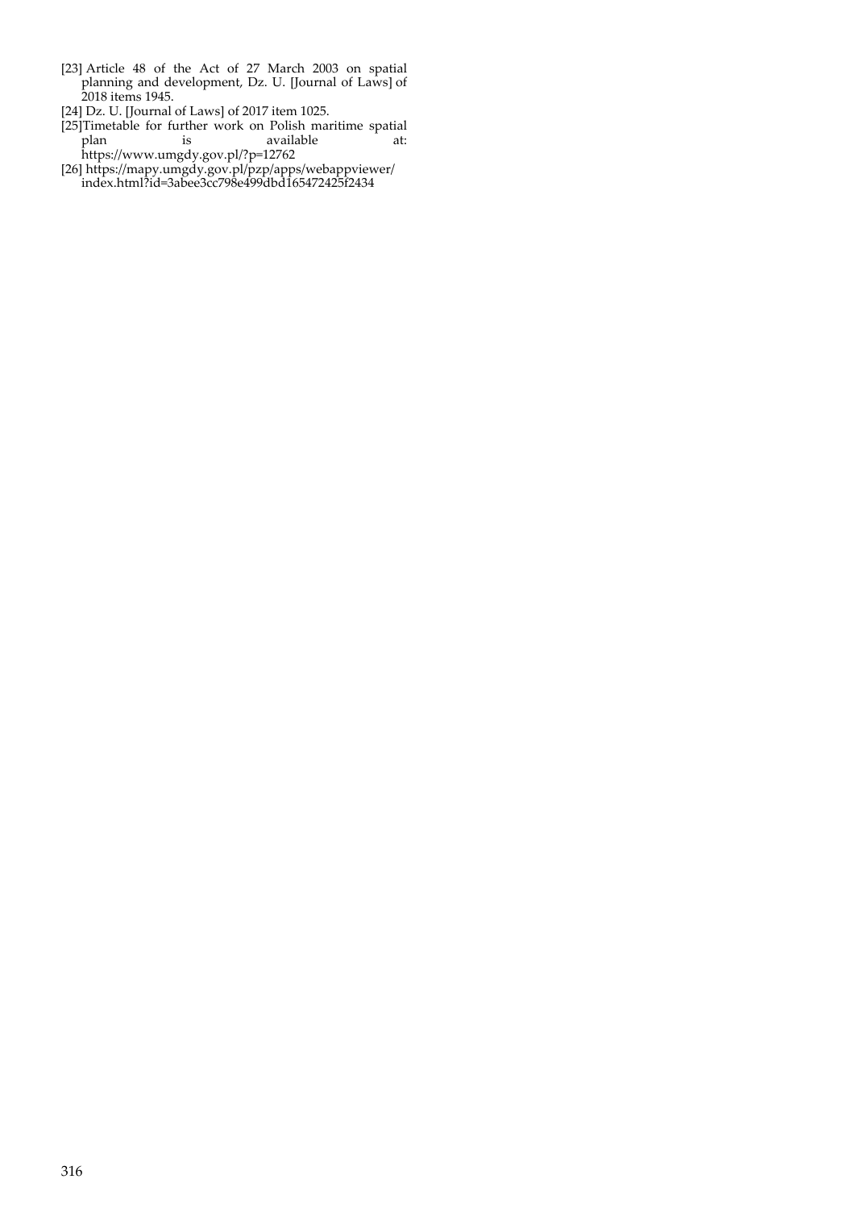[23] Article 48 of the Act of 27 March 2003 on spatial planning and development, Dz. U. [Journal of Laws] of 2018 items 1945.

[24] Dz. U. [Journal of Laws] of 2017 item 1025.

[25]Timetable for further work on Polish maritime spatial plan is available at: https://www.umgdy.gov.pl/?p=12762

[26] https://mapy.umgdy.gov.pl/pzp/apps/webappviewer/index.html?id=3abee3cc798e499dbd165472425f2434